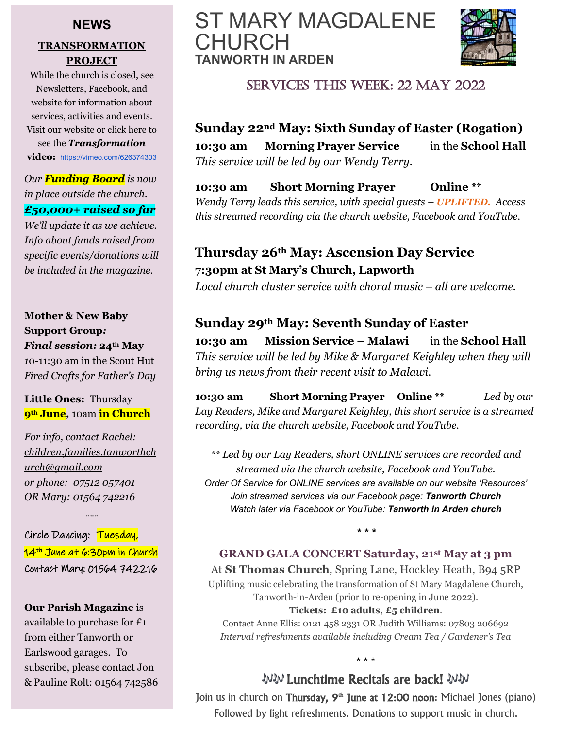# ST MARY MAGDALENE CHURCH

**TANWORTH IN ARDEN**

## SERVICES THIS WEEK: 22 MAY 2022

### Sunday 22nd May: Sixth Sunday of Easter (Rogation)

**10:30 am** **Morning Prayer Service** in the **School Hall**
*This service will be led by our Wendy Terry.*

**10:30 am** **Short Morning Prayer** **Online \*\***
*Wendy Terry leads this service, with special guests – **UPLIFTED.** Access this streamed recording via the church website, Facebook and YouTube.*

### Thursday 26th May: Ascension Day Service

**7:30pm at St Mary's Church, Lapworth**
*Local church cluster service with choral music – all are welcome.*

### Sunday 29th May: Seventh Sunday of Easter

**10:30 am** **Mission Service – Malawi** in the **School Hall**
*This service will be led by Mike & Margaret Keighley when they will bring us news from their recent visit to Malawi.*

**10:30 am** **Short Morning Prayer** **Online \*\*** *Led by our Lay Readers, Mike and Margaret Keighley, this short service is a streamed recording, via the church website, Facebook and YouTube.*

*\*\* Led by our Lay Readers, short ONLINE services are recorded and streamed via the church website, Facebook and YouTube.*
*Order Of Service for ONLINE services are available on our website 'Resources'*
*Join streamed services via our Facebook page: **Tanworth Church***
*Watch later via Facebook or YouTube: **Tanworth in Arden church***

\* \* \*

**GRAND GALA CONCERT Saturday, 21st May at 3 pm**
At **St Thomas Church**, Spring Lane, Hockley Heath, B94 5RP
Uplifting music celebrating the transformation of St Mary Magdalene Church, Tanworth-in-Arden (prior to re-opening in June 2022).
**Tickets: £10 adults, £5 children**.
Contact Anne Ellis: 0121 458 2331 OR Judith Williams: 07803 206692
*Interval refreshments available including Cream Tea / Gardener's Tea*

\* \* \*

## ♫♫ Lunchtime Recitals are back! ♫♫

Join us in church on **Thursday, 9th June at 12:00 noon:** Michael Jones (piano)
Followed by light refreshments. Donations to support music in church.

---

## NEWS

**TRANSFORMATION PROJECT**

While the church is closed, see Newsletters, Facebook, and website for information about services, activities and events. Visit our website or click here to see the ***Transformation* video:** https://vimeo.com/626374303

*Our **Funding Board** is now in place outside the church.*
***£50,000+ raised so far***
*We'll update it as we achieve. Info about funds raised from specific events/donations will be included in the magazine.*

**Mother & New Baby Support Group:**
***Final session:* 24th May**
*10-11:30 am in the Scout Hut*
*Fired Crafts for Father's Day*

**Little Ones:** Thursday **9th June**, 10am **in Church**

*For info, contact Rachel:*
*children.families.tanworthchurch@gmail.com*
*or phone: 07512 057401*
*OR Mary: 01564 742216*

……

Circle Dancing: Tuesday, 14th June at 6:30pm in Church
Contact Mary: 01564 742216

**Our Parish Magazine** is available to purchase for £1 from either Tanworth or Earlswood garages. To subscribe, please contact Jon & Pauline Rolt: 01564 742586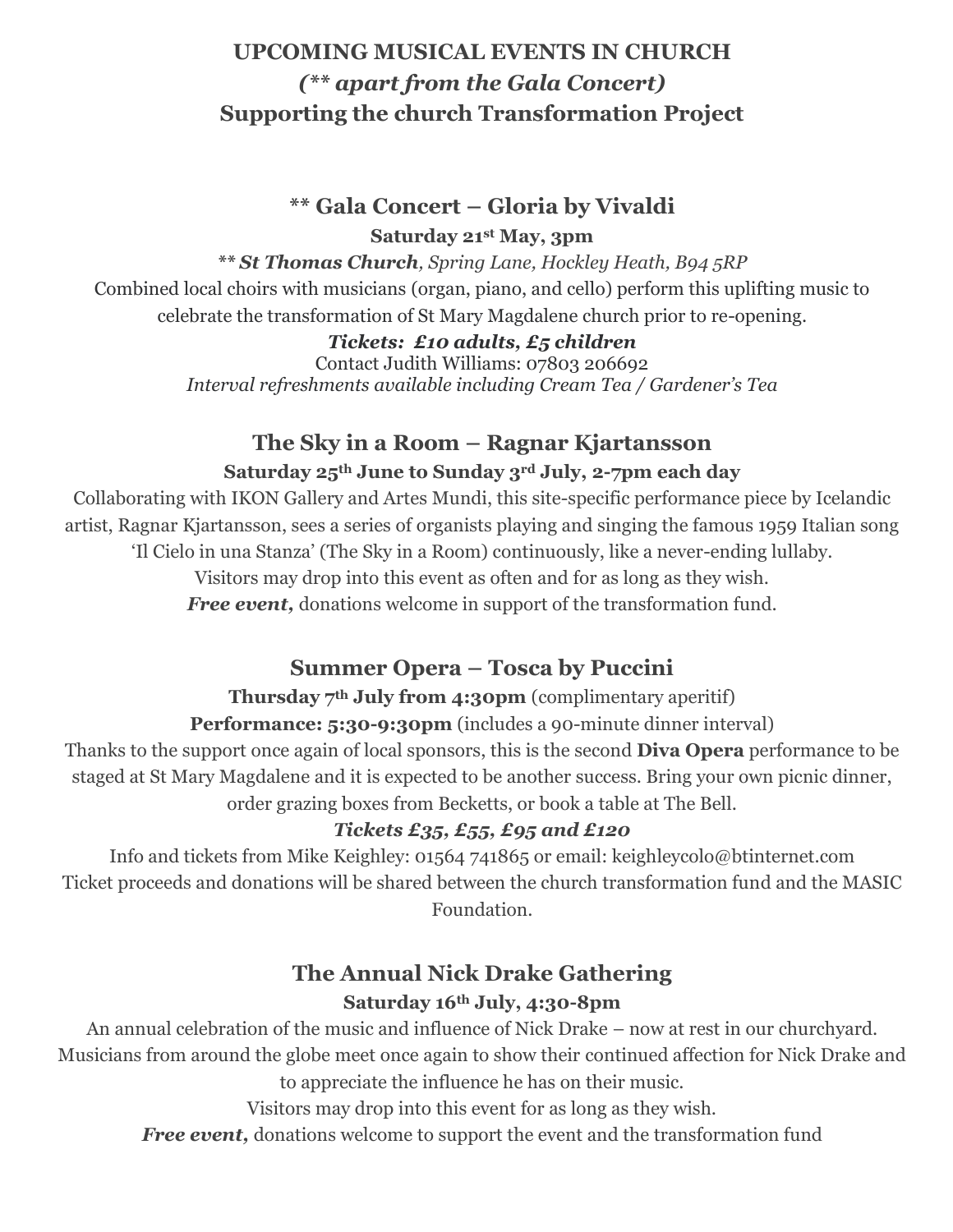# UPCOMING MUSICAL EVENTS IN CHURCH

***(\*\* apart from the Gala Concert)***

**Supporting the church Transformation Project**

## ** Gala Concert – Gloria by Vivaldi

**Saturday 21st May, 3pm**

*** ***St Thomas Church**, Spring Lane, Hockley Heath, B94 5RP*

Combined local choirs with musicians (organ, piano, and cello) perform this uplifting music to celebrate the transformation of St Mary Magdalene church prior to re-opening.

***Tickets: £10 adults, £5 children***

Contact Judith Williams: 07803 206692

*Interval refreshments available including Cream Tea / Gardener's Tea*

## The Sky in a Room – Ragnar Kjartansson

**Saturday 25th June to Sunday 3rd July, 2-7pm each day**

Collaborating with IKON Gallery and Artes Mundi, this site-specific performance piece by Icelandic artist, Ragnar Kjartansson, sees a series of organists playing and singing the famous 1959 Italian song 'Il Cielo in una Stanza' (The Sky in a Room) continuously, like a never-ending lullaby.

Visitors may drop into this event as often and for as long as they wish.

***Free event,*** donations welcome in support of the transformation fund.

## Summer Opera – Tosca by Puccini

**Thursday 7th July from 4:30pm** (complimentary aperitif)

**Performance: 5:30-9:30pm** (includes a 90-minute dinner interval)

Thanks to the support once again of local sponsors, this is the second **Diva Opera** performance to be staged at St Mary Magdalene and it is expected to be another success. Bring your own picnic dinner, order grazing boxes from Becketts, or book a table at The Bell.

***Tickets £35, £55, £95 and £120***

Info and tickets from Mike Keighley: 01564 741865 or email: keighleycolo@btinternet.com

Ticket proceeds and donations will be shared between the church transformation fund and the MASIC Foundation.

## The Annual Nick Drake Gathering

**Saturday 16th July, 4:30-8pm**

An annual celebration of the music and influence of Nick Drake – now at rest in our churchyard. Musicians from around the globe meet once again to show their continued affection for Nick Drake and to appreciate the influence he has on their music.

Visitors may drop into this event for as long as they wish.

***Free event,*** donations welcome to support the event and the transformation fund